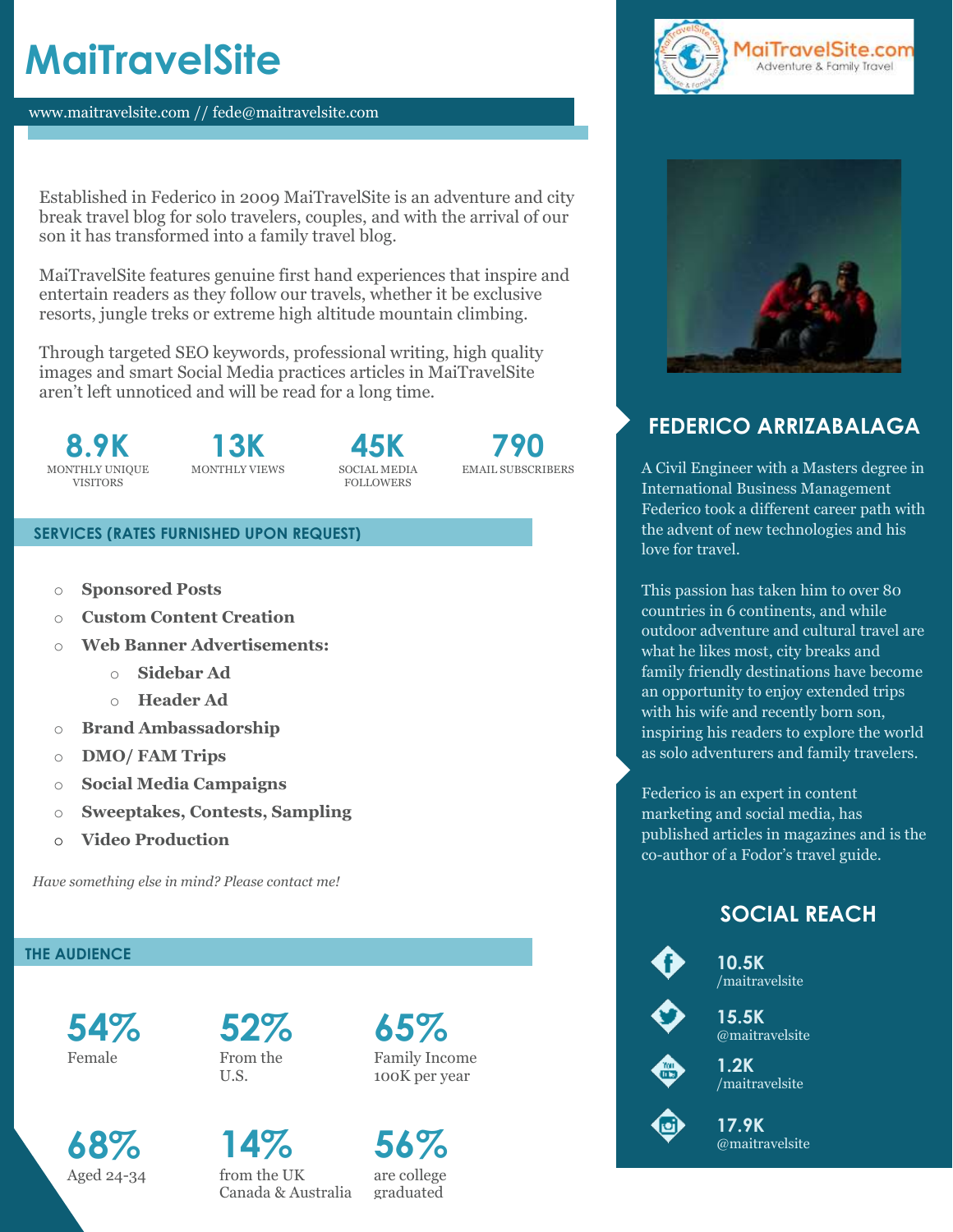# MaiTravelSite

www.maitravelsite.com // fede@maitravelsite.com

Established in Federico in 2009 MaiTravelSite is an adventure and city break travel blog for solo travelers, couples, and with the arrival of our son it has transformed into a family travel blog.

MaiTravelSite features genuine first hand experiences that inspire and entertain readers as they follow our travels, whether it be exclusive resorts, jungle treks or extreme high altitude mountain climbing.

Through targeted SEO keywords, professional writing, high quality images and smart Social Media practices articles in MaiTravelSite aren't left unnoticed and will be read for a long time.

**8.9K** MONTHLY UNIQUE VISITORS

**13K** MONTHLY VIEWS

**45K** SOCIAL MEDIA FOLLOWERS

**790** EMAIL SUBSCRIBERS

## SERVICES (RATES FURNISHED UPON REQUEST)

- **Sponsored Posts**
- **Custom Content Creation**
- **Web Banner Advertisements:**
  - **Sidebar Ad**
  - **Header Ad**
- **Brand Ambassadorship**
- **DMO/ FAM Trips**
- **Social Media Campaigns**
- **Sweeptakes, Contests, Sampling**
- **Video Production**

*Have something else in mind? Please contact me!*

## THE AUDIENCE

**54%** Female

**52%** From the U.S.

**65%** Family Income 100K per year

**68%** Aged 24-34

**14%** from the UK Canada & Australia

**56%** are college graduated

MaiTravelSite.com
Adventure & Family Travel

## FEDERICO ARRIZABALAGA

A Civil Engineer with a Masters degree in International Business Management Federico took a different career path with the advent of new technologies and his love for travel.

This passion has taken him to over 80 countries in 6 continents, and while outdoor adventure and cultural travel are what he likes most, city breaks and family friendly destinations have become an opportunity to enjoy extended trips with his wife and recently born son, inspiring his readers to explore the world as solo adventurers and family travelers.

Federico is an expert in content marketing and social media, has published articles in magazines and is the co-author of a Fodor's travel guide.

## SOCIAL REACH

**10.5K** /maitravelsite

**15.5K** @maitravelsite

**1.2K** /maitravelsite

**17.9K** @maitravelsite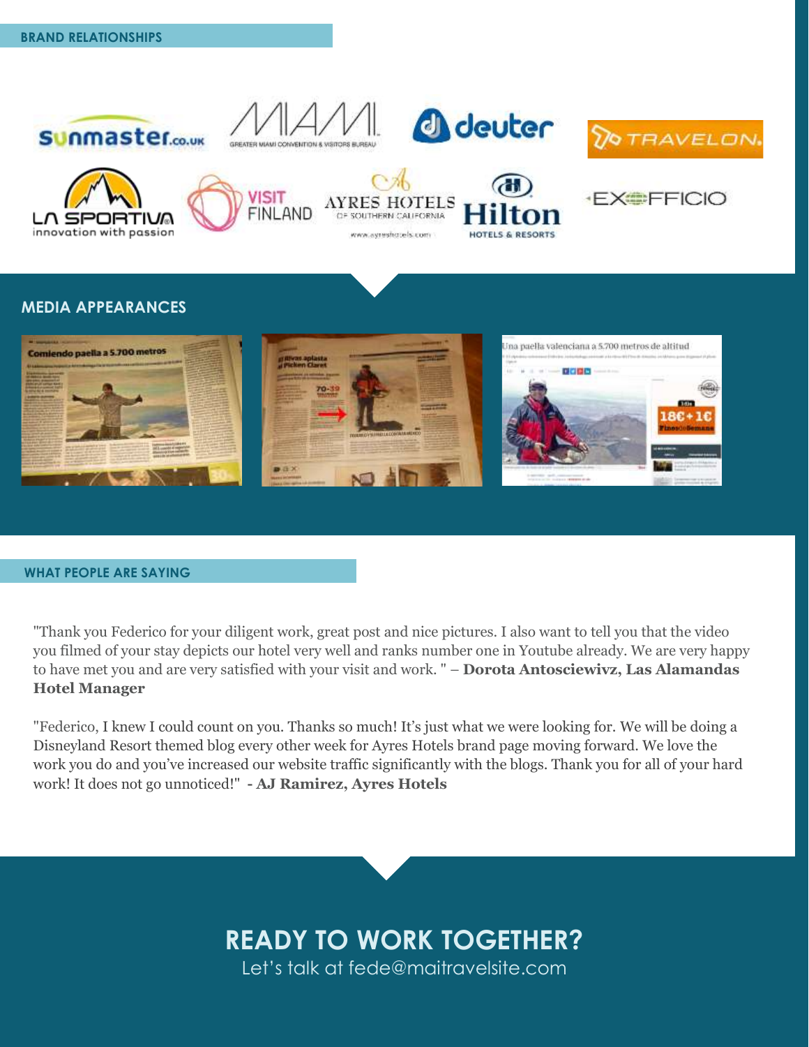## BRAND RELATIONSHIPS

## MEDIA APPEARANCES

## WHAT PEOPLE ARE SAYING

"Thank you Federico for your diligent work, great post and nice pictures. I also want to tell you that the video you filmed of your stay depicts our hotel very well and ranks number one in Youtube already. We are very happy to have met you and are very satisfied with your visit and work. " – **Dorota Antosciewivz, Las Alamandas Hotel Manager**

"Federico, I knew I could count on you. Thanks so much! It's just what we were looking for. We will be doing a Disneyland Resort themed blog every other week for Ayres Hotels brand page moving forward. We love the work you do and you've increased our website traffic significantly with the blogs. Thank you for all of your hard work! It does not go unnoticed!" **- AJ Ramirez, Ayres Hotels**

## READY TO WORK TOGETHER?

Let's talk at fede@maitravelsite.com